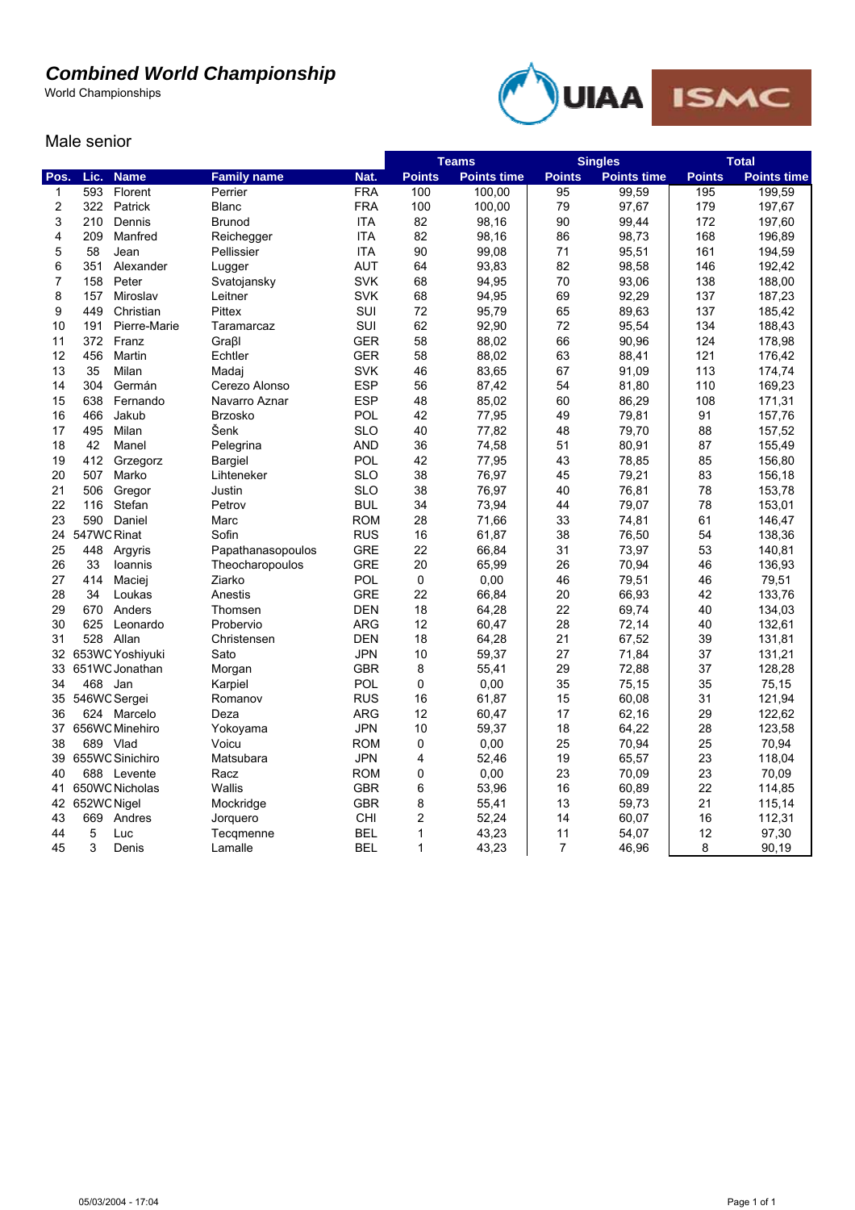# Combined World Championship

World Championships

UIAA ISMC

## Male senior

| Pos. | Lic. | Name | Family name | Nat. | Teams | | Singles | | Total | |
|---|---|---|---|---|---|---|---|---|---|---|
| | | | | | Points | Points time | Points | Points time | Points | Points time |
| 1 | 593 | Florent | Perrier | FRA | 100 | 100,00 | 95 | 99,59 | 195 | 199,59 |
| 2 | 322 | Patrick | Blanc | FRA | 100 | 100,00 | 79 | 97,67 | 179 | 197,67 |
| 3 | 210 | Dennis | Brunod | ITA | 82 | 98,16 | 90 | 99,44 | 172 | 197,60 |
| 4 | 209 | Manfred | Reichegger | ITA | 82 | 98,16 | 86 | 98,73 | 168 | 196,89 |
| 5 | 58 | Jean | Pellissier | ITA | 90 | 99,08 | 71 | 95,51 | 161 | 194,59 |
| 6 | 351 | Alexander | Lugger | AUT | 64 | 93,83 | 82 | 98,58 | 146 | 192,42 |
| 7 | 158 | Peter | Svatojansky | SVK | 68 | 94,95 | 70 | 93,06 | 138 | 188,00 |
| 8 | 157 | Miroslav | Leitner | SVK | 68 | 94,95 | 69 | 92,29 | 137 | 187,23 |
| 9 | 449 | Christian | Pittex | SUI | 72 | 95,79 | 65 | 89,63 | 137 | 185,42 |
| 10 | 191 | Pierre-Marie | Taramarcaz | SUI | 62 | 92,90 | 72 | 95,54 | 134 | 188,43 |
| 11 | 372 | Franz | Graβl | GER | 58 | 88,02 | 66 | 90,96 | 124 | 178,98 |
| 12 | 456 | Martin | Echtler | GER | 58 | 88,02 | 63 | 88,41 | 121 | 176,42 |
| 13 | 35 | Milan | Madaj | SVK | 46 | 83,65 | 67 | 91,09 | 113 | 174,74 |
| 14 | 304 | Germán | Cerezo Alonso | ESP | 56 | 87,42 | 54 | 81,80 | 110 | 169,23 |
| 15 | 638 | Fernando | Navarro Aznar | ESP | 48 | 85,02 | 60 | 86,29 | 108 | 171,31 |
| 16 | 466 | Jakub | Brzosko | POL | 42 | 77,95 | 49 | 79,81 | 91 | 157,76 |
| 17 | 495 | Milan | Šenk | SLO | 40 | 77,82 | 48 | 79,70 | 88 | 157,52 |
| 18 | 42 | Manel | Pelegrina | AND | 36 | 74,58 | 51 | 80,91 | 87 | 155,49 |
| 19 | 412 | Grzegorz | Bargiel | POL | 42 | 77,95 | 43 | 78,85 | 85 | 156,80 |
| 20 | 507 | Marko | Lihteneker | SLO | 38 | 76,97 | 45 | 79,21 | 83 | 156,18 |
| 21 | 506 | Gregor | Justin | SLO | 38 | 76,97 | 40 | 76,81 | 78 | 153,78 |
| 22 | 116 | Stefan | Petrov | BUL | 34 | 73,94 | 44 | 79,07 | 78 | 153,01 |
| 23 | 590 | Daniel | Marc | ROM | 28 | 71,66 | 33 | 74,81 | 61 | 146,47 |
| 24 | 547WC | Rinat | Sofin | RUS | 16 | 61,87 | 38 | 76,50 | 54 | 138,36 |
| 25 | 448 | Argyris | Papathanasopoulos | GRE | 22 | 66,84 | 31 | 73,97 | 53 | 140,81 |
| 26 | 33 | Ioannis | Theocharopoulos | GRE | 20 | 65,99 | 26 | 70,94 | 46 | 136,93 |
| 27 | 414 | Maciej | Ziarko | POL | 0 | 0,00 | 46 | 79,51 | 46 | 79,51 |
| 28 | 34 | Loukas | Anestis | GRE | 22 | 66,84 | 20 | 66,93 | 42 | 133,76 |
| 29 | 670 | Anders | Thomsen | DEN | 18 | 64,28 | 22 | 69,74 | 40 | 134,03 |
| 30 | 625 | Leonardo | Probervio | ARG | 12 | 60,47 | 28 | 72,14 | 40 | 132,61 |
| 31 | 528 | Allan | Christensen | DEN | 18 | 64,28 | 21 | 67,52 | 39 | 131,81 |
| 32 | 653WC | Yoshiyuki | Sato | JPN | 10 | 59,37 | 27 | 71,84 | 37 | 131,21 |
| 33 | 651WC | Jonathan | Morgan | GBR | 8 | 55,41 | 29 | 72,88 | 37 | 128,28 |
| 34 | 468 | Jan | Karpiel | POL | 0 | 0,00 | 35 | 75,15 | 35 | 75,15 |
| 35 | 546WC | Sergei | Romanov | RUS | 16 | 61,87 | 15 | 60,08 | 31 | 121,94 |
| 36 | 624 | Marcelo | Deza | ARG | 12 | 60,47 | 17 | 62,16 | 29 | 122,62 |
| 37 | 656WC | Minehiro | Yokoyama | JPN | 10 | 59,37 | 18 | 64,22 | 28 | 123,58 |
| 38 | 689 | Vlad | Voicu | ROM | 0 | 0,00 | 25 | 70,94 | 25 | 70,94 |
| 39 | 655WC | Sinichiro | Matsubara | JPN | 4 | 52,46 | 19 | 65,57 | 23 | 118,04 |
| 40 | 688 | Levente | Racz | ROM | 0 | 0,00 | 23 | 70,09 | 23 | 70,09 |
| 41 | 650WC | Nicholas | Wallis | GBR | 6 | 53,96 | 16 | 60,89 | 22 | 114,85 |
| 42 | 652WC | Nigel | Mockridge | GBR | 8 | 55,41 | 13 | 59,73 | 21 | 115,14 |
| 43 | 669 | Andres | Jorquero | CHI | 2 | 52,24 | 14 | 60,07 | 16 | 112,31 |
| 44 | 5 | Luc | Tecqmenne | BEL | 1 | 43,23 | 11 | 54,07 | 12 | 97,30 |
| 45 | 3 | Denis | Lamalle | BEL | 1 | 43,23 | 7 | 46,96 | 8 | 90,19 |

05/03/2004 - 17:04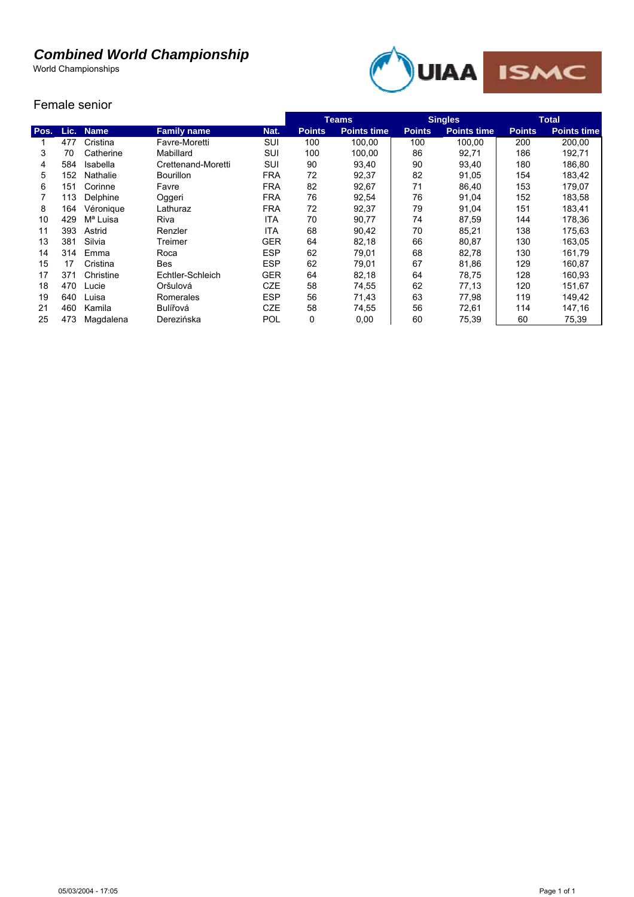# *Combined World Championship*

World Championships

## Female senior

| | | | | | Teams | | Singles | | Total | |
|---|---|---|---|---|---|---|---|---|---|---|
| **Pos.** | **Lic.** | **Name** | **Family name** | **Nat.** | **Points** | **Points time** | **Points** | **Points time** | **Points** | **Points time** |
| 1 | 477 | Cristina | Favre-Moretti | SUI | 100 | 100,00 | 100 | 100,00 | 200 | 200,00 |
| 3 | 70 | Catherine | Mabillard | SUI | 100 | 100,00 | 86 | 92,71 | 186 | 192,71 |
| 4 | 584 | Isabella | Crettenand-Moretti | SUI | 90 | 93,40 | 90 | 93,40 | 180 | 186,80 |
| 5 | 152 | Nathalie | Bourillon | FRA | 72 | 92,37 | 82 | 91,05 | 154 | 183,42 |
| 6 | 151 | Corinne | Favre | FRA | 82 | 92,67 | 71 | 86,40 | 153 | 179,07 |
| 7 | 113 | Delphine | Oggeri | FRA | 76 | 92,54 | 76 | 91,04 | 152 | 183,58 |
| 8 | 164 | Véronique | Lathuraz | FRA | 72 | 92,37 | 79 | 91,04 | 151 | 183,41 |
| 10 | 429 | Mª Luisa | Riva | ITA | 70 | 90,77 | 74 | 87,59 | 144 | 178,36 |
| 11 | 393 | Astrid | Renzler | ITA | 68 | 90,42 | 70 | 85,21 | 138 | 175,63 |
| 13 | 381 | Silvia | Treimer | GER | 64 | 82,18 | 66 | 80,87 | 130 | 163,05 |
| 14 | 314 | Emma | Roca | ESP | 62 | 79,01 | 68 | 82,78 | 130 | 161,79 |
| 15 | 17 | Cristina | Bes | ESP | 62 | 79,01 | 67 | 81,86 | 129 | 160,87 |
| 17 | 371 | Christine | Echtler-Schleich | GER | 64 | 82,18 | 64 | 78,75 | 128 | 160,93 |
| 18 | 470 | Lucie | Oršulová | CZE | 58 | 74,55 | 62 | 77,13 | 120 | 151,67 |
| 19 | 640 | Luisa | Romerales | ESP | 56 | 71,43 | 63 | 77,98 | 119 | 149,42 |
| 21 | 460 | Kamila | Bulířová | CZE | 58 | 74,55 | 56 | 72,61 | 114 | 147,16 |
| 25 | 473 | Magdalena | Derezińska | POL | 0 | 0,00 | 60 | 75,39 | 60 | 75,39 |

05/03/2004 - 17:05